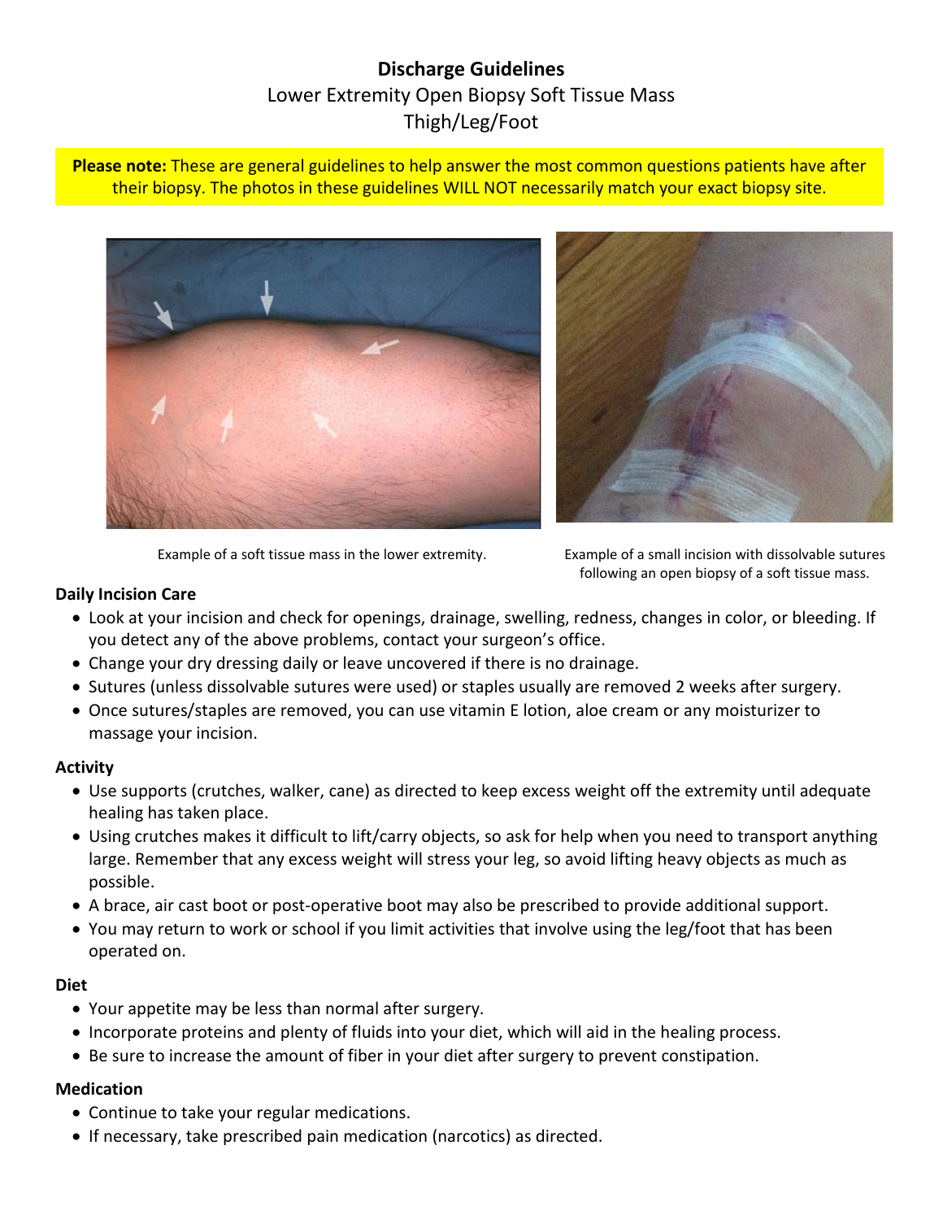# Discharge Guidelines

Lower Extremity Open Biopsy Soft Tissue Mass
Thigh/Leg/Foot

**Please note:** These are general guidelines to help answer the most common questions patients have after their biopsy. The photos in these guidelines WILL NOT necessarily match your exact biopsy site.

Example of a soft tissue mass in the lower extremity.

Example of a small incision with dissolvable sutures following an open biopsy of a soft tissue mass.

### Daily Incision Care

- Look at your incision and check for openings, drainage, swelling, redness, changes in color, or bleeding. If you detect any of the above problems, contact your surgeon's office.
- Change your dry dressing daily or leave uncovered if there is no drainage.
- Sutures (unless dissolvable sutures were used) or staples usually are removed 2 weeks after surgery.
- Once sutures/staples are removed, you can use vitamin E lotion, aloe cream or any moisturizer to massage your incision.

### Activity

- Use supports (crutches, walker, cane) as directed to keep excess weight off the extremity until adequate healing has taken place.
- Using crutches makes it difficult to lift/carry objects, so ask for help when you need to transport anything large. Remember that any excess weight will stress your leg, so avoid lifting heavy objects as much as possible.
- A brace, air cast boot or post-operative boot may also be prescribed to provide additional support.
- You may return to work or school if you limit activities that involve using the leg/foot that has been operated on.

### Diet

- Your appetite may be less than normal after surgery.
- Incorporate proteins and plenty of fluids into your diet, which will aid in the healing process.
- Be sure to increase the amount of fiber in your diet after surgery to prevent constipation.

### Medication

- Continue to take your regular medications.
- If necessary, take prescribed pain medication (narcotics) as directed.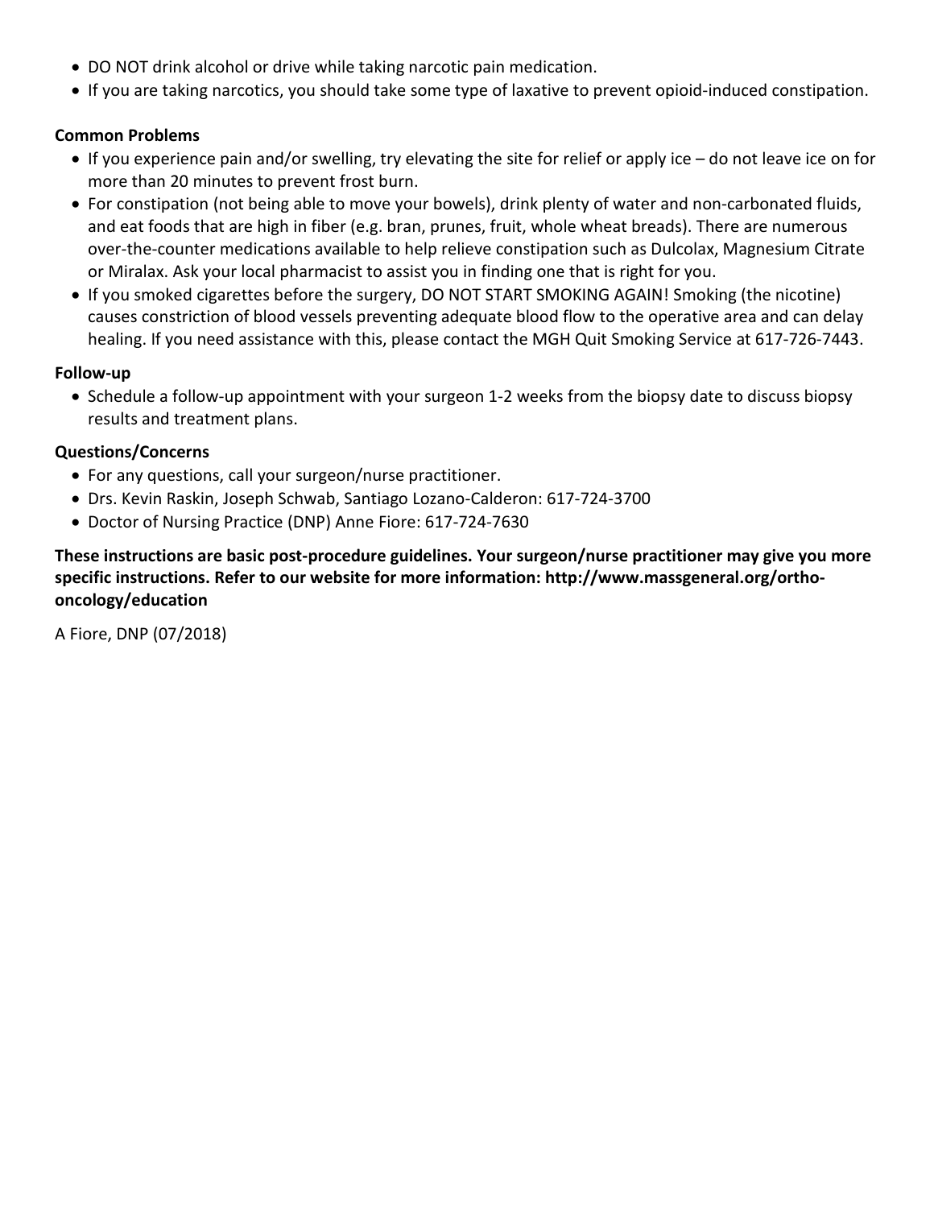- DO NOT drink alcohol or drive while taking narcotic pain medication.
- If you are taking narcotics, you should take some type of laxative to prevent opioid-induced constipation.

**Common Problems**

- If you experience pain and/or swelling, try elevating the site for relief or apply ice – do not leave ice on for more than 20 minutes to prevent frost burn.
- For constipation (not being able to move your bowels), drink plenty of water and non-carbonated fluids, and eat foods that are high in fiber (e.g. bran, prunes, fruit, whole wheat breads). There are numerous over-the-counter medications available to help relieve constipation such as Dulcolax, Magnesium Citrate or Miralax. Ask your local pharmacist to assist you in finding one that is right for you.
- If you smoked cigarettes before the surgery, DO NOT START SMOKING AGAIN! Smoking (the nicotine) causes constriction of blood vessels preventing adequate blood flow to the operative area and can delay healing. If you need assistance with this, please contact the MGH Quit Smoking Service at 617-726-7443.

**Follow-up**

- Schedule a follow-up appointment with your surgeon 1-2 weeks from the biopsy date to discuss biopsy results and treatment plans.

**Questions/Concerns**

- For any questions, call your surgeon/nurse practitioner.
- Drs. Kevin Raskin, Joseph Schwab, Santiago Lozano-Calderon: 617-724-3700
- Doctor of Nursing Practice (DNP) Anne Fiore: 617-724-7630

**These instructions are basic post-procedure guidelines. Your surgeon/nurse practitioner may give you more specific instructions. Refer to our website for more information: http://www.massgeneral.org/ortho-oncology/education**

A Fiore, DNP (07/2018)